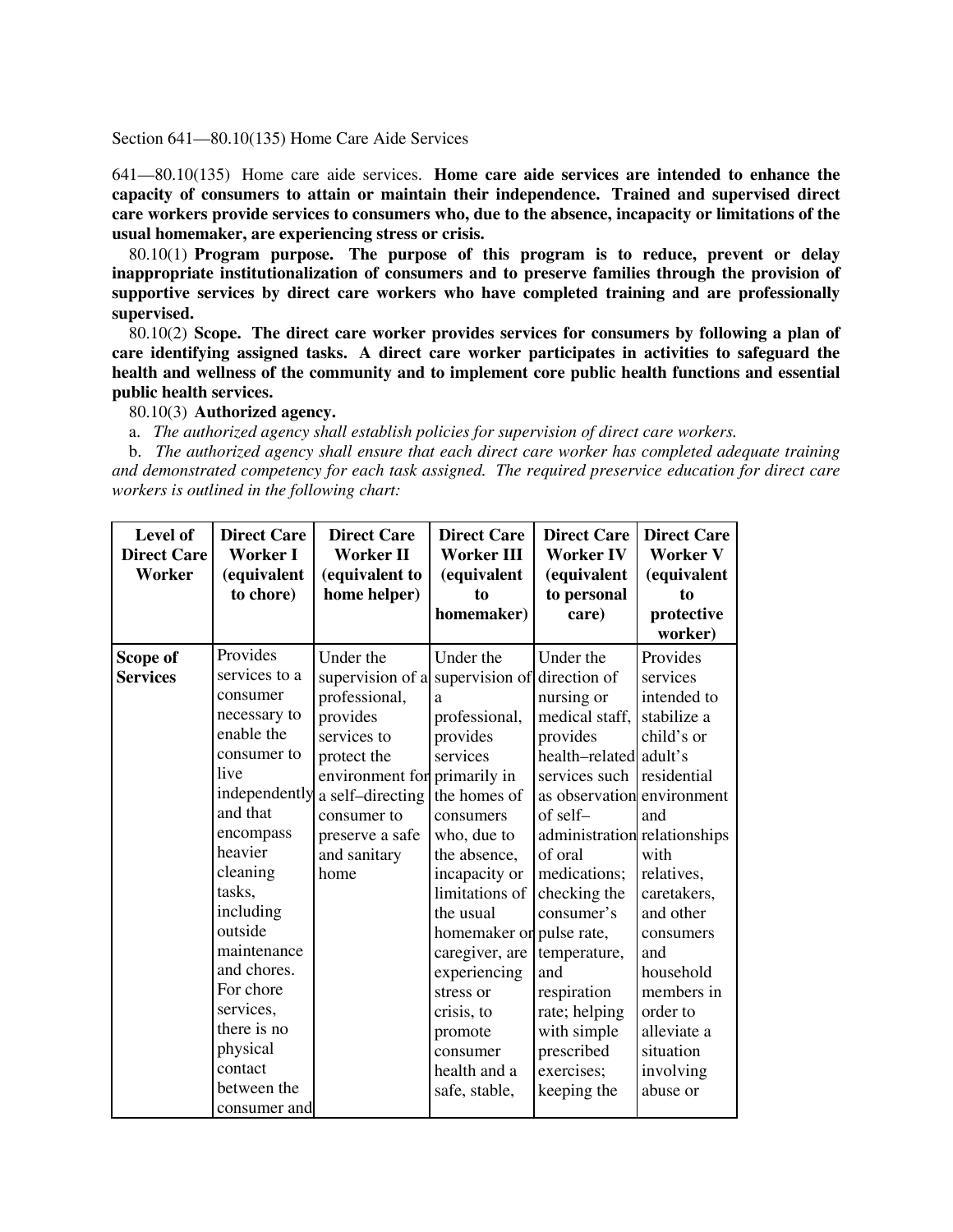Section 641—80.10(135) Home Care Aide Services

641—80.10(135) Home care aide services. **Home care aide services are intended to enhance the capacity of consumers to attain or maintain their independence. Trained and supervised direct care workers provide services to consumers who, due to the absence, incapacity or limitations of the usual homemaker, are experiencing stress or crisis.**

80.10(1) **Program purpose. The purpose of this program is to reduce, prevent or delay inappropriate institutionalization of consumers and to preserve families through the provision of supportive services by direct care workers who have completed training and are professionally supervised.**

80.10(2) **Scope. The direct care worker provides services for consumers by following a plan of care identifying assigned tasks. A direct care worker participates in activities to safeguard the health and wellness of the community and to implement core public health functions and essential public health services.**

80.10(3) **Authorized agency.**

a. *The authorized agency shall establish policies for supervision of direct care workers.*

b. *The authorized agency shall ensure that each direct care worker has completed adequate training and demonstrated competency for each task assigned. The required preservice education for direct care workers is outlined in the following chart:*

| Level of Direct Care Worker | Direct Care Worker I (equivalent to chore) | Direct Care Worker II (equivalent to home helper) | Direct Care Worker III (equivalent to homemaker) | Direct Care Worker IV (equivalent to personal care) | Direct Care Worker V (equivalent to protective worker) |
|---|---|---|---|---|---|
| **Scope of Services** | Provides services to a consumer necessary to enable the consumer to live independently and that encompass heavier cleaning tasks, including outside maintenance and chores. For chore services, there is no physical contact between the consumer and | Under the supervision of a professional, provides services to protect the environment for a self–directing consumer to preserve a safe and sanitary home | Under the supervision of a professional, provides services primarily in the homes of consumers who, due to the absence, incapacity or limitations of the usual homemaker or caregiver, are experiencing stress or crisis, to promote consumer health and a safe, stable, | Under the direction of nursing or medical staff, provides health–related services such as observation of self–administration of oral medications; checking the consumer's pulse rate, temperature, and respiration rate; helping with simple prescribed exercises; keeping the | Provides services intended to stabilize a child's or adult's residential environment and relationships with relatives, caretakers, and other consumers and household members in order to alleviate a situation involving abuse or |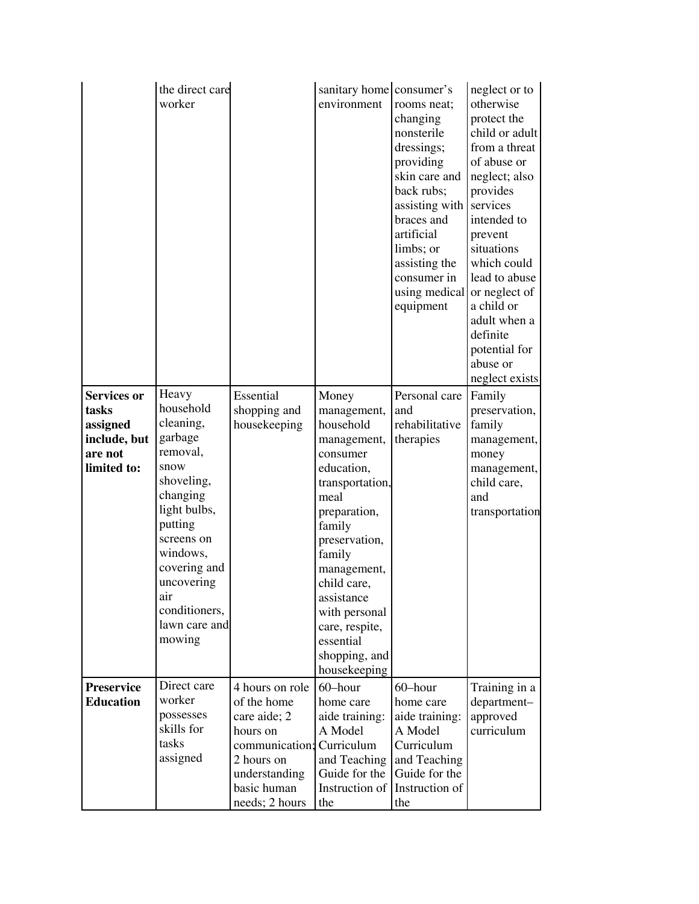|  |  |  |  |  |  |
| --- | --- | --- | --- | --- | --- |
|  | the direct care worker |  | sanitary home environment | consumer's rooms neat; changing nonsterile dressings; providing skin care and back rubs; assisting with braces and artificial limbs; or assisting the consumer in using medical equipment | neglect or to otherwise protect the child or adult from a threat of abuse or neglect; also provides services intended to prevent situations which could lead to abuse or neglect of a child or adult when a definite potential for abuse or neglect exists |
| **Services or tasks assigned include, but are not limited to:** | Heavy household cleaning, garbage removal, snow shoveling, changing light bulbs, putting screens on windows, covering and uncovering air conditioners, lawn care and mowing | Essential shopping and housekeeping | Money management, household management, consumer education, transportation, meal preparation, family preservation, family management, child care, assistance with personal care, respite, essential shopping, and housekeeping | Personal care and rehabilitative therapies | Family preservation, family management, money management, child care, and transportation |
| **Preservice Education** | Direct care worker possesses skills for tasks assigned | 4 hours on role of the home care aide; 2 hours on communication; 2 hours on understanding basic human needs; 2 hours | 60–hour home care aide training: A Model Curriculum and Teaching Guide for the Instruction of the | 60–hour home care aide training: A Model Curriculum and Teaching Guide for the Instruction of the | Training in a department–approved curriculum |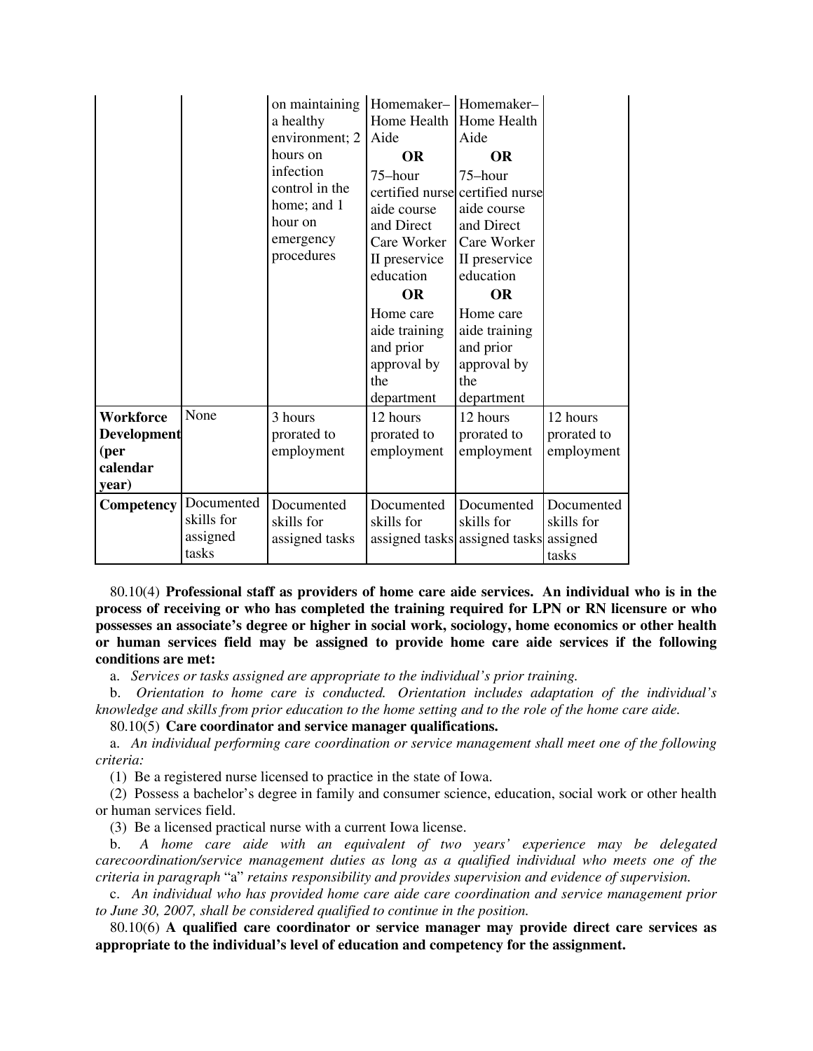| | | on maintaining a healthy environment; 2 hours on infection control in the home; and 1 hour on emergency procedures | Homemaker–Home Health Aide **OR** 75–hour certified nurse aide course and Direct Care Worker II preservice education **OR** Home care aide training and prior approval by the department | Homemaker–Home Health Aide **OR** 75–hour certified nurse aide course and Direct Care Worker II preservice education **OR** Home care aide training and prior approval by the department | |
|---|---|---|---|---|---|
| **Workforce Development (per calendar year)** | None | 3 hours prorated to employment | 12 hours prorated to employment | 12 hours prorated to employment | 12 hours prorated to employment |
| **Competency** | Documented skills for assigned tasks | Documented skills for assigned tasks | Documented skills for assigned tasks | Documented skills for assigned tasks | Documented skills for assigned tasks |

80.10(4) **Professional staff as providers of home care aide services. An individual who is in the process of receiving or who has completed the training required for LPN or RN licensure or who possesses an associate's degree or higher in social work, sociology, home economics or other health or human services field may be assigned to provide home care aide services if the following conditions are met:**

a. *Services or tasks assigned are appropriate to the individual's prior training.*

b. *Orientation to home care is conducted. Orientation includes adaptation of the individual's knowledge and skills from prior education to the home setting and to the role of the home care aide.*

80.10(5) **Care coordinator and service manager qualifications.**

a. *An individual performing care coordination or service management shall meet one of the following criteria:*

(1) Be a registered nurse licensed to practice in the state of Iowa.

(2) Possess a bachelor's degree in family and consumer science, education, social work or other health or human services field.

(3) Be a licensed practical nurse with a current Iowa license.

b. *A home care aide with an equivalent of two years' experience may be delegated carecoordination/service management duties as long as a qualified individual who meets one of the criteria in paragraph* "a" *retains responsibility and provides supervision and evidence of supervision.*

c. *An individual who has provided home care aide care coordination and service management prior to June 30, 2007, shall be considered qualified to continue in the position.*

80.10(6) **A qualified care coordinator or service manager may provide direct care services as appropriate to the individual's level of education and competency for the assignment.**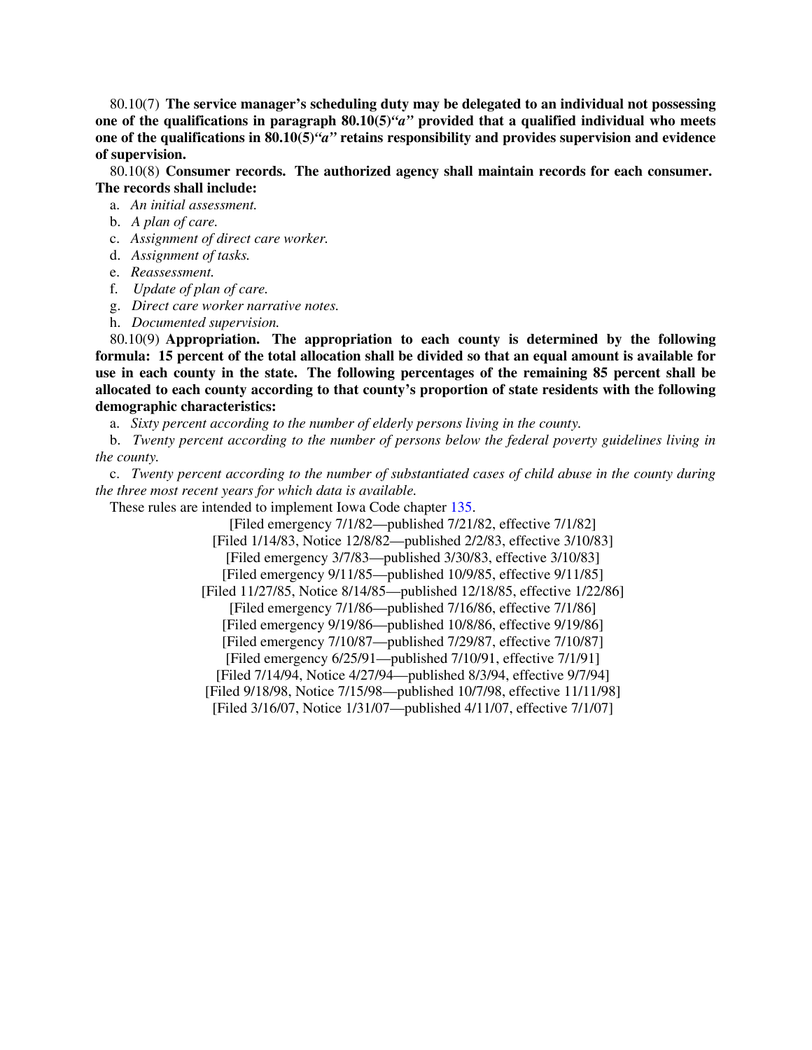80.10(7) **The service manager's scheduling duty may be delegated to an individual not possessing one of the qualifications in paragraph 80.10(5)"*a*" provided that a qualified individual who meets one of the qualifications in 80.10(5)"*a*" retains responsibility and provides supervision and evidence of supervision.**

80.10(8) **Consumer records. The authorized agency shall maintain records for each consumer. The records shall include:**

a. *An initial assessment.*

b. *A plan of care.*

c. *Assignment of direct care worker.*

d. *Assignment of tasks.*

e. *Reassessment.*

f. *Update of plan of care.*

g. *Direct care worker narrative notes.*

h. *Documented supervision.*

80.10(9) **Appropriation. The appropriation to each county is determined by the following formula: 15 percent of the total allocation shall be divided so that an equal amount is available for use in each county in the state. The following percentages of the remaining 85 percent shall be allocated to each county according to that county's proportion of state residents with the following demographic characteristics:**

a. *Sixty percent according to the number of elderly persons living in the county.*

b. *Twenty percent according to the number of persons below the federal poverty guidelines living in the county.*

c. *Twenty percent according to the number of substantiated cases of child abuse in the county during the three most recent years for which data is available.*

These rules are intended to implement Iowa Code chapter 135.

[Filed emergency 7/1/82—published 7/21/82, effective 7/1/82]
[Filed 1/14/83, Notice 12/8/82—published 2/2/83, effective 3/10/83]
[Filed emergency 3/7/83—published 3/30/83, effective 3/10/83]
[Filed emergency 9/11/85—published 10/9/85, effective 9/11/85]
[Filed 11/27/85, Notice 8/14/85—published 12/18/85, effective 1/22/86]
[Filed emergency 7/1/86—published 7/16/86, effective 7/1/86]
[Filed emergency 9/19/86—published 10/8/86, effective 9/19/86]
[Filed emergency 7/10/87—published 7/29/87, effective 7/10/87]
[Filed emergency 6/25/91—published 7/10/91, effective 7/1/91]
[Filed 7/14/94, Notice 4/27/94—published 8/3/94, effective 9/7/94]
[Filed 9/18/98, Notice 7/15/98—published 10/7/98, effective 11/11/98]
[Filed 3/16/07, Notice 1/31/07—published 4/11/07, effective 7/1/07]